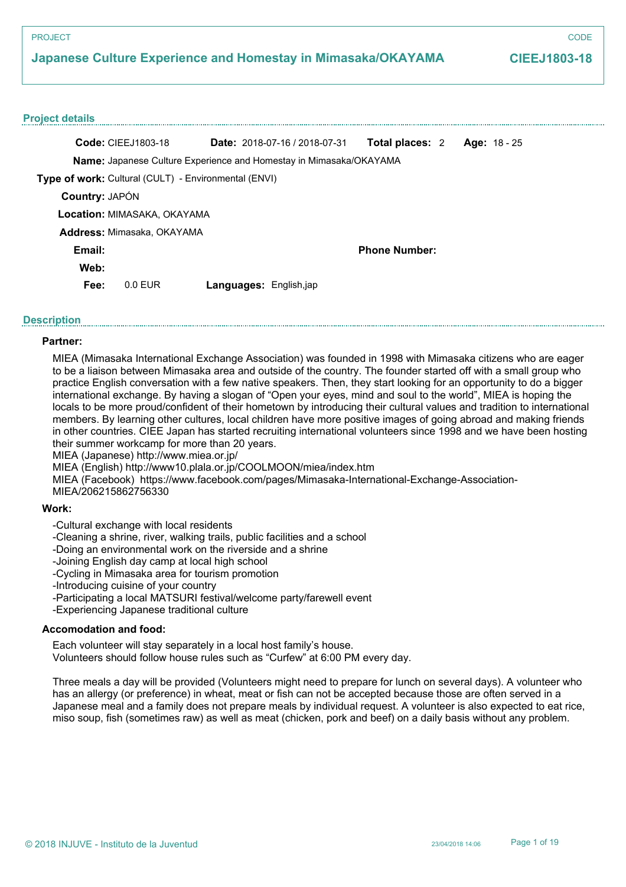PROJECT

# Japanese Culture Experience and Homestay in Mimasaka/OKAYAMA

CODE

**CIEEJ1803-18**

## Project details

**Code:** CIEEJ1803-18 **Date:** 2018-07-16 / 2018-07-31 **Total places:** 2 **Age:** 18 - 25

**Name:** Japanese Culture Experience and Homestay in Mimasaka/OKAYAMA

**Type of work:** Cultural (CULT) - Environmental (ENVI)

**Country:** JAPÓN

**Location:** MIMASAKA, OKAYAMA

**Address:** Mimasaka, OKAYAMA

**Email:** **Phone Number:**

**Web:**

**Fee:** 0.0 EUR **Languages:** English,jap

## Description

**Partner:**

MIEA (Mimasaka International Exchange Association) was founded in 1998 with Mimasaka citizens who are eager to be a liaison between Mimasaka area and outside of the country. The founder started off with a small group who practice English conversation with a few native speakers. Then, they start looking for an opportunity to do a bigger international exchange. By having a slogan of "Open your eyes, mind and soul to the world", MIEA is hoping the locals to be more proud/confident of their hometown by introducing their cultural values and tradition to international members. By learning other cultures, local children have more positive images of going abroad and making friends in other countries. CIEE Japan has started recruiting international volunteers since 1998 and we have been hosting their summer workcamp for more than 20 years.
MIEA (Japanese) http://www.miea.or.jp/
MIEA (English) http://www10.plala.or.jp/COOLMOON/miea/index.htm
MIEA (Facebook) https://www.facebook.com/pages/Mimasaka-International-Exchange-Association-MIEA/206215862756330

**Work:**

-Cultural exchange with local residents
-Cleaning a shrine, river, walking trails, public facilities and a school
-Doing an environmental work on the riverside and a shrine
-Joining English day camp at local high school
-Cycling in Mimasaka area for tourism promotion
-Introducing cuisine of your country
-Participating a local MATSURI festival/welcome party/farewell event
-Experiencing Japanese traditional culture

**Accomodation and food:**

Each volunteer will stay separately in a local host family's house.
Volunteers should follow house rules such as "Curfew" at 6:00 PM every day.

Three meals a day will be provided (Volunteers might need to prepare for lunch on several days). A volunteer who has an allergy (or preference) in wheat, meat or fish can not be accepted because those are often served in a Japanese meal and a family does not prepare meals by individual request. A volunteer is also expected to eat rice, miso soup, fish (sometimes raw) as well as meat (chicken, pork and beef) on a daily basis without any problem.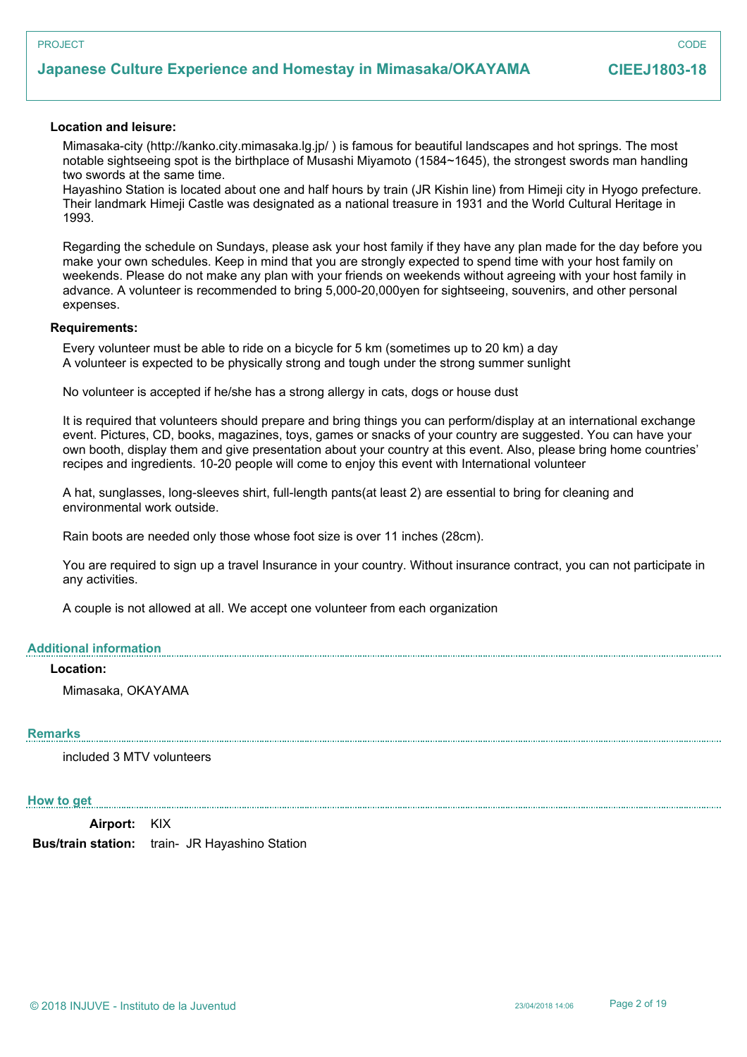**Location and leisure:**

Mimasaka-city (http://kanko.city.mimasaka.lg.jp/ ) is famous for beautiful landscapes and hot springs. The most notable sightseeing spot is the birthplace of Musashi Miyamoto (1584~1645), the strongest swords man handling two swords at the same time.
Hayashino Station is located about one and half hours by train (JR Kishin line) from Himeji city in Hyogo prefecture. Their landmark Himeji Castle was designated as a national treasure in 1931 and the World Cultural Heritage in 1993.

Regarding the schedule on Sundays, please ask your host family if they have any plan made for the day before you make your own schedules. Keep in mind that you are strongly expected to spend time with your host family on weekends. Please do not make any plan with your friends on weekends without agreeing with your host family in advance. A volunteer is recommended to bring 5,000-20,000yen for sightseeing, souvenirs, and other personal expenses.

**Requirements:**

Every volunteer must be able to ride on a bicycle for 5 km (sometimes up to 20 km) a day
A volunteer is expected to be physically strong and tough under the strong summer sunlight

No volunteer is accepted if he/she has a strong allergy in cats, dogs or house dust

It is required that volunteers should prepare and bring things you can perform/display at an international exchange event. Pictures, CD, books, magazines, toys, games or snacks of your country are suggested. You can have your own booth, display them and give presentation about your country at this event. Also, please bring home countries' recipes and ingredients. 10-20 people will come to enjoy this event with International volunteer

A hat, sunglasses, long-sleeves shirt, full-length pants(at least 2) are essential to bring for cleaning and environmental work outside.

Rain boots are needed only those whose foot size is over 11 inches (28cm).

You are required to sign up a travel Insurance in your country. Without insurance contract, you can not participate in any activities.

A couple is not allowed at all. We accept one volunteer from each organization

## Additional information

**Location:**

Mimasaka, OKAYAMA

## Remarks

included 3 MTV volunteers

## How to get

**Airport:** KIX

**Bus/train station:** train- JR Hayashino Station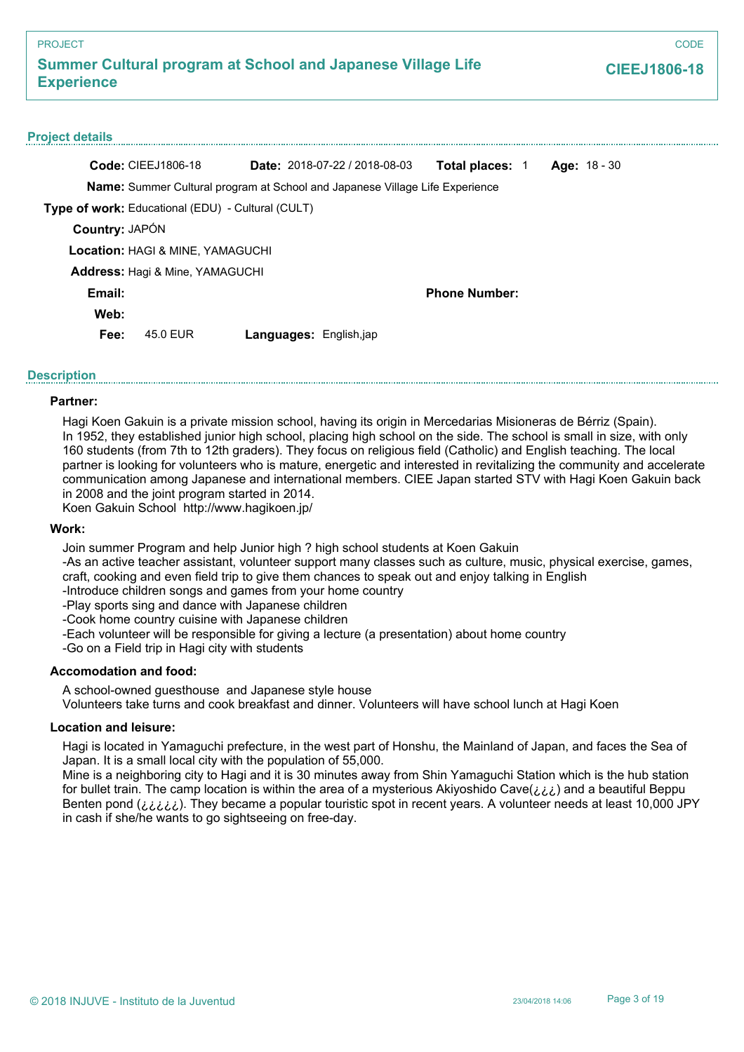PROJECT

## Summer Cultural program at School and Japanese Village Life Experience

CODE

**CIEEJ1806-18**

### Project details

**Code:** CIEEJ1806-18 **Date:** 2018-07-22 / 2018-08-03 **Total places:** 1 **Age:** 18 - 30

**Name:** Summer Cultural program at School and Japanese Village Life Experience

**Type of work:** Educational (EDU) - Cultural (CULT)

**Country:** JAPÓN

**Location:** HAGI & MINE, YAMAGUCHI

**Address:** Hagi & Mine, YAMAGUCHI

**Email:** **Phone Number:**

**Web:**

**Fee:** 45.0 EUR **Languages:** English,jap

### Description

**Partner:**

Hagi Koen Gakuin is a private mission school, having its origin in Mercedarias Misioneras de Bérriz (Spain). In 1952, they established junior high school, placing high school on the side. The school is small in size, with only 160 students (from 7th to 12th graders). They focus on religious field (Catholic) and English teaching. The local partner is looking for volunteers who is mature, energetic and interested in revitalizing the community and accelerate communication among Japanese and international members. CIEE Japan started STV with Hagi Koen Gakuin back in 2008 and the joint program started in 2014.
Koen Gakuin School http://www.hagikoen.jp/

**Work:**

Join summer Program and help Junior high ? high school students at Koen Gakuin
-As an active teacher assistant, volunteer support many classes such as culture, music, physical exercise, games, craft, cooking and even field trip to give them chances to speak out and enjoy talking in English
-Introduce children songs and games from your home country
-Play sports sing and dance with Japanese children
-Cook home country cuisine with Japanese children
-Each volunteer will be responsible for giving a lecture (a presentation) about home country
-Go on a Field trip in Hagi city with students

**Accomodation and food:**

A school-owned guesthouse and Japanese style house
Volunteers take turns and cook breakfast and dinner. Volunteers will have school lunch at Hagi Koen

**Location and leisure:**

Hagi is located in Yamaguchi prefecture, in the west part of Honshu, the Mainland of Japan, and faces the Sea of Japan. It is a small local city with the population of 55,000.
Mine is a neighboring city to Hagi and it is 30 minutes away from Shin Yamaguchi Station which is the hub station for bullet train. The camp location is within the area of a mysterious Akiyoshido Cave(¿¿¿) and a beautiful Beppu Benten pond (¿¿¿¿¿). They became a popular touristic spot in recent years. A volunteer needs at least 10,000 JPY in cash if she/he wants to go sightseeing on free-day.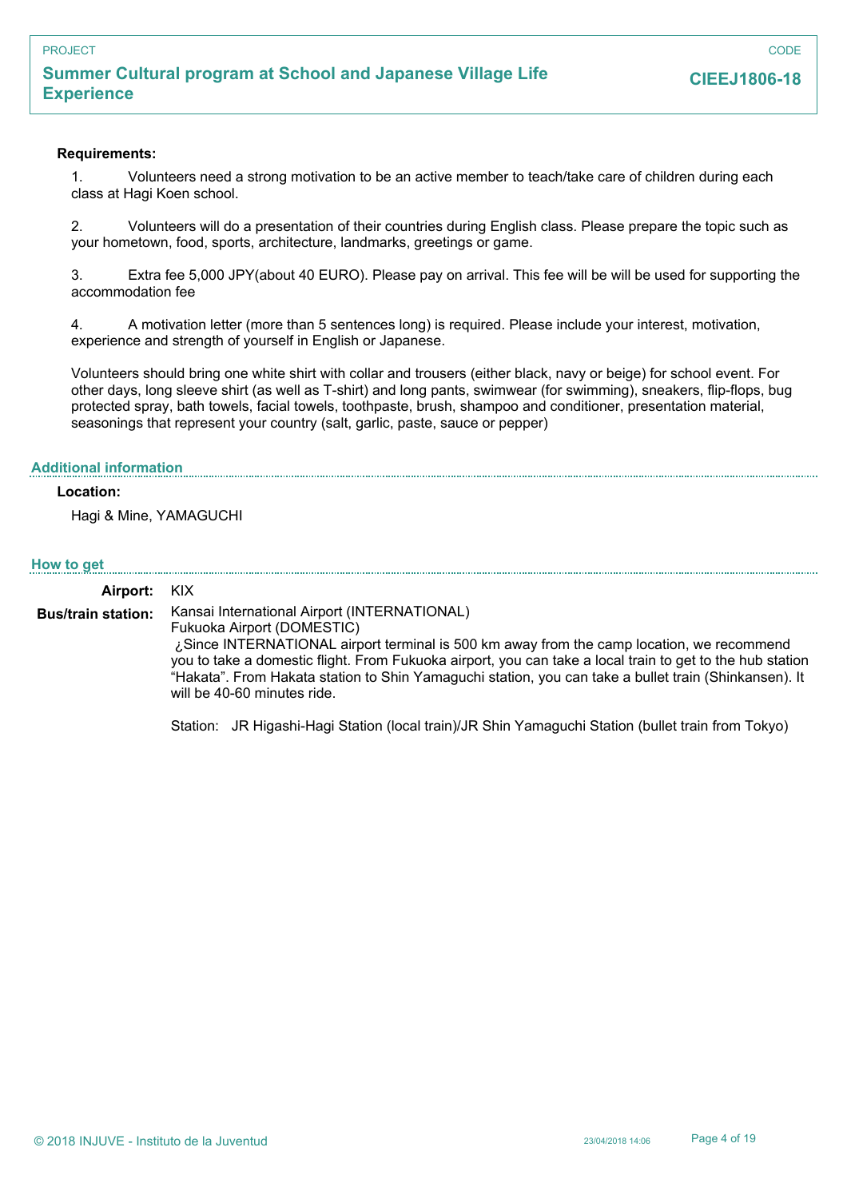PROJECT

**Summer Cultural program at School and Japanese Village Life Experience**

CODE

**CIEEJ1806-18**

**Requirements:**

1. Volunteers need a strong motivation to be an active member to teach/take care of children during each class at Hagi Koen school.

2. Volunteers will do a presentation of their countries during English class. Please prepare the topic such as your hometown, food, sports, architecture, landmarks, greetings or game.

3. Extra fee 5,000 JPY(about 40 EURO). Please pay on arrival. This fee will be will be used for supporting the accommodation fee

4. A motivation letter (more than 5 sentences long) is required. Please include your interest, motivation, experience and strength of yourself in English or Japanese.

Volunteers should bring one white shirt with collar and trousers (either black, navy or beige) for school event. For other days, long sleeve shirt (as well as T-shirt) and long pants, swimwear (for swimming), sneakers, flip-flops, bug protected spray, bath towels, facial towels, toothpaste, brush, shampoo and conditioner, presentation material, seasonings that represent your country (salt, garlic, paste, sauce or pepper)

## Additional information

**Location:**

Hagi & Mine, YAMAGUCHI

## How to get

**Airport:** KIX

**Bus/train station:** Kansai International Airport (INTERNATIONAL)
Fukuoka Airport (DOMESTIC)
¿Since INTERNATIONAL airport terminal is 500 km away from the camp location, we recommend you to take a domestic flight. From Fukuoka airport, you can take a local train to get to the hub station "Hakata". From Hakata station to Shin Yamaguchi station, you can take a bullet train (Shinkansen). It will be 40-60 minutes ride.

Station: JR Higashi-Hagi Station (local train)/JR Shin Yamaguchi Station (bullet train from Tokyo)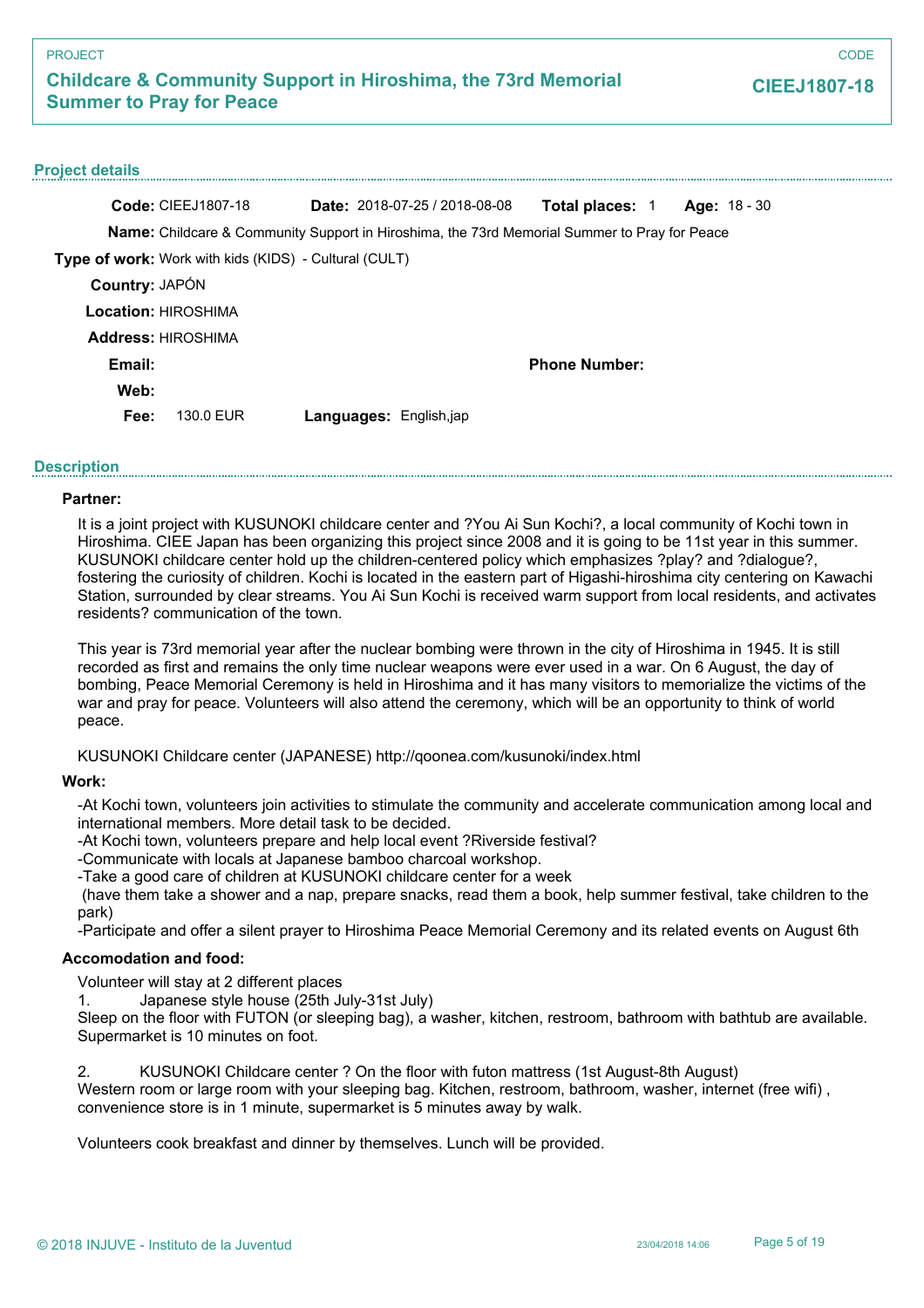PROJECT

## Childcare & Community Support in Hiroshima, the 73rd Memorial Summer to Pray for Peace

CODE

**CIEEJ1807-18**

### Project details

**Code:** CIEEJ1807-18 **Date:** 2018-07-25 / 2018-08-08 **Total places:** 1 **Age:** 18 - 30

**Name:** Childcare & Community Support in Hiroshima, the 73rd Memorial Summer to Pray for Peace

**Type of work:** Work with kids (KIDS) - Cultural (CULT)

**Country:** JAPÓN

**Location:** HIROSHIMA

**Address:** HIROSHIMA

**Email:** **Phone Number:**

**Web:**

**Fee:** 130.0 EUR **Languages:** English,jap

### Description

**Partner:**

It is a joint project with KUSUNOKI childcare center and ?You Ai Sun Kochi?, a local community of Kochi town in Hiroshima. CIEE Japan has been organizing this project since 2008 and it is going to be 11st year in this summer. KUSUNOKI childcare center hold up the children-centered policy which emphasizes ?play? and ?dialogue?, fostering the curiosity of children. Kochi is located in the eastern part of Higashi-hiroshima city centering on Kawachi Station, surrounded by clear streams. You Ai Sun Kochi is received warm support from local residents, and activates residents? communication of the town.

This year is 73rd memorial year after the nuclear bombing were thrown in the city of Hiroshima in 1945. It is still recorded as first and remains the only time nuclear weapons were ever used in a war. On 6 August, the day of bombing, Peace Memorial Ceremony is held in Hiroshima and it has many visitors to memorialize the victims of the war and pray for peace. Volunteers will also attend the ceremony, which will be an opportunity to think of world peace.

KUSUNOKI Childcare center (JAPANESE) http://qoonea.com/kusunoki/index.html

**Work:**

-At Kochi town, volunteers join activities to stimulate the community and accelerate communication among local and international members. More detail task to be decided.
-At Kochi town, volunteers prepare and help local event ?Riverside festival?
-Communicate with locals at Japanese bamboo charcoal workshop.
-Take a good care of children at KUSUNOKI childcare center for a week
 (have them take a shower and a nap, prepare snacks, read them a book, help summer festival, take children to the park)
-Participate and offer a silent prayer to Hiroshima Peace Memorial Ceremony and its related events on August 6th

**Accomodation and food:**

Volunteer will stay at 2 different places

1. Japanese style house (25th July-31st July)

Sleep on the floor with FUTON (or sleeping bag), a washer, kitchen, restroom, bathroom with bathtub are available. Supermarket is 10 minutes on foot.

2. KUSUNOKI Childcare center ? On the floor with futon mattress (1st August-8th August)

Western room or large room with your sleeping bag. Kitchen, restroom, bathroom, washer, internet (free wifi) , convenience store is in 1 minute, supermarket is 5 minutes away by walk.

Volunteers cook breakfast and dinner by themselves. Lunch will be provided.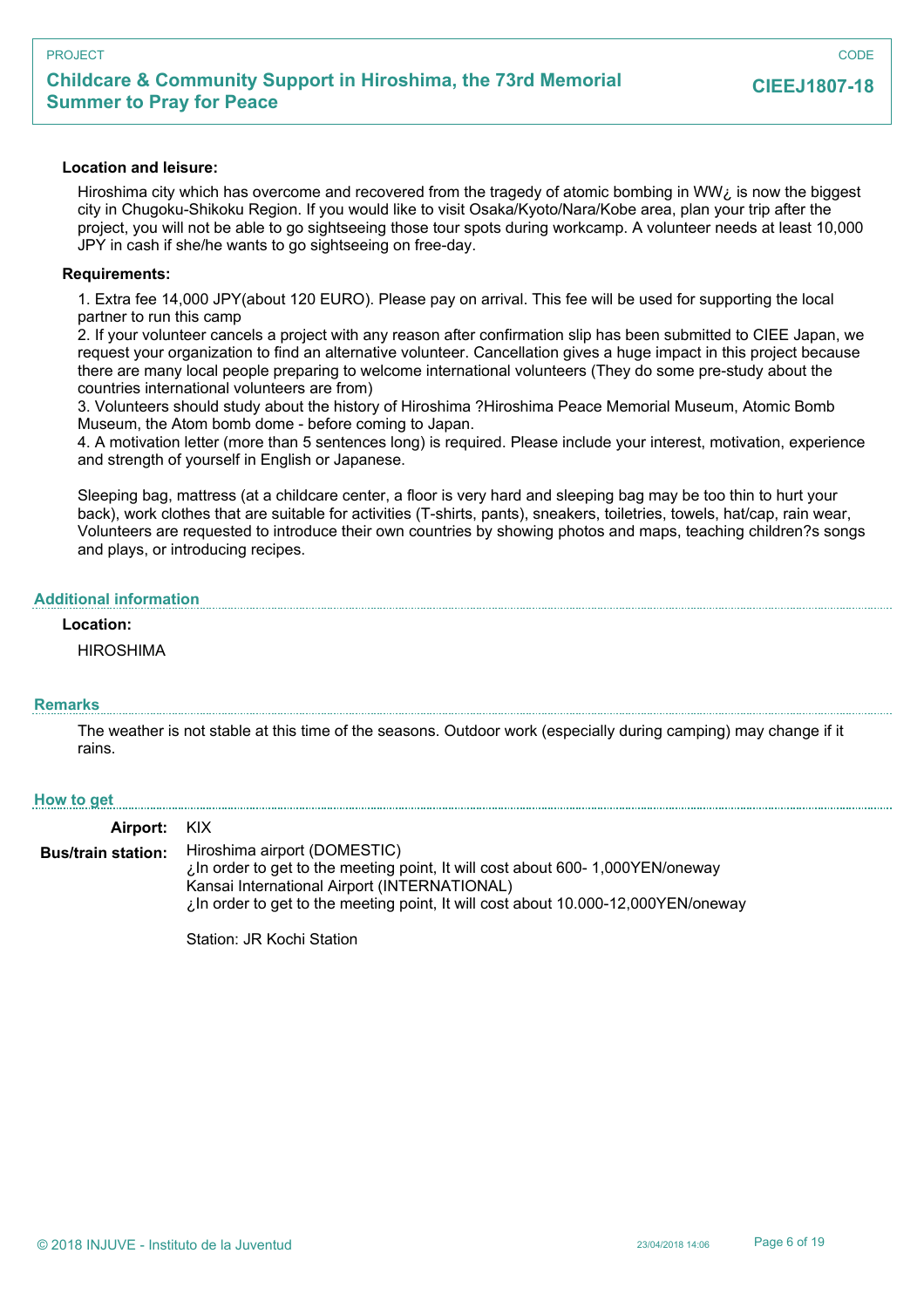**Location and leisure:**

Hiroshima city which has overcome and recovered from the tragedy of atomic bombing in WW¿ is now the biggest city in Chugoku-Shikoku Region. If you would like to visit Osaka/Kyoto/Nara/Kobe area, plan your trip after the project, you will not be able to go sightseeing those tour spots during workcamp. A volunteer needs at least 10,000 JPY in cash if she/he wants to go sightseeing on free-day.

**Requirements:**

1. Extra fee 14,000 JPY(about 120 EURO). Please pay on arrival. This fee will be used for supporting the local partner to run this camp
2. If your volunteer cancels a project with any reason after confirmation slip has been submitted to CIEE Japan, we request your organization to find an alternative volunteer. Cancellation gives a huge impact in this project because there are many local people preparing to welcome international volunteers (They do some pre-study about the countries international volunteers are from)
3. Volunteers should study about the history of Hiroshima ?Hiroshima Peace Memorial Museum, Atomic Bomb Museum, the Atom bomb dome - before coming to Japan.
4. A motivation letter (more than 5 sentences long) is required. Please include your interest, motivation, experience and strength of yourself in English or Japanese.

Sleeping bag, mattress (at a childcare center, a floor is very hard and sleeping bag may be too thin to hurt your back), work clothes that are suitable for activities (T-shirts, pants), sneakers, toiletries, towels, hat/cap, rain wear, Volunteers are requested to introduce their own countries by showing photos and maps, teaching children?s songs and plays, or introducing recipes.

## Additional information

**Location:**

HIROSHIMA

## Remarks

The weather is not stable at this time of the seasons. Outdoor work (especially during camping) may change if it rains.

## How to get

**Airport:** KIX

**Bus/train station:** Hiroshima airport (DOMESTIC)
¿In order to get to the meeting point, It will cost about 600- 1,000YEN/oneway
Kansai International Airport (INTERNATIONAL)
¿In order to get to the meeting point, It will cost about 10.000-12,000YEN/oneway

Station: JR Kochi Station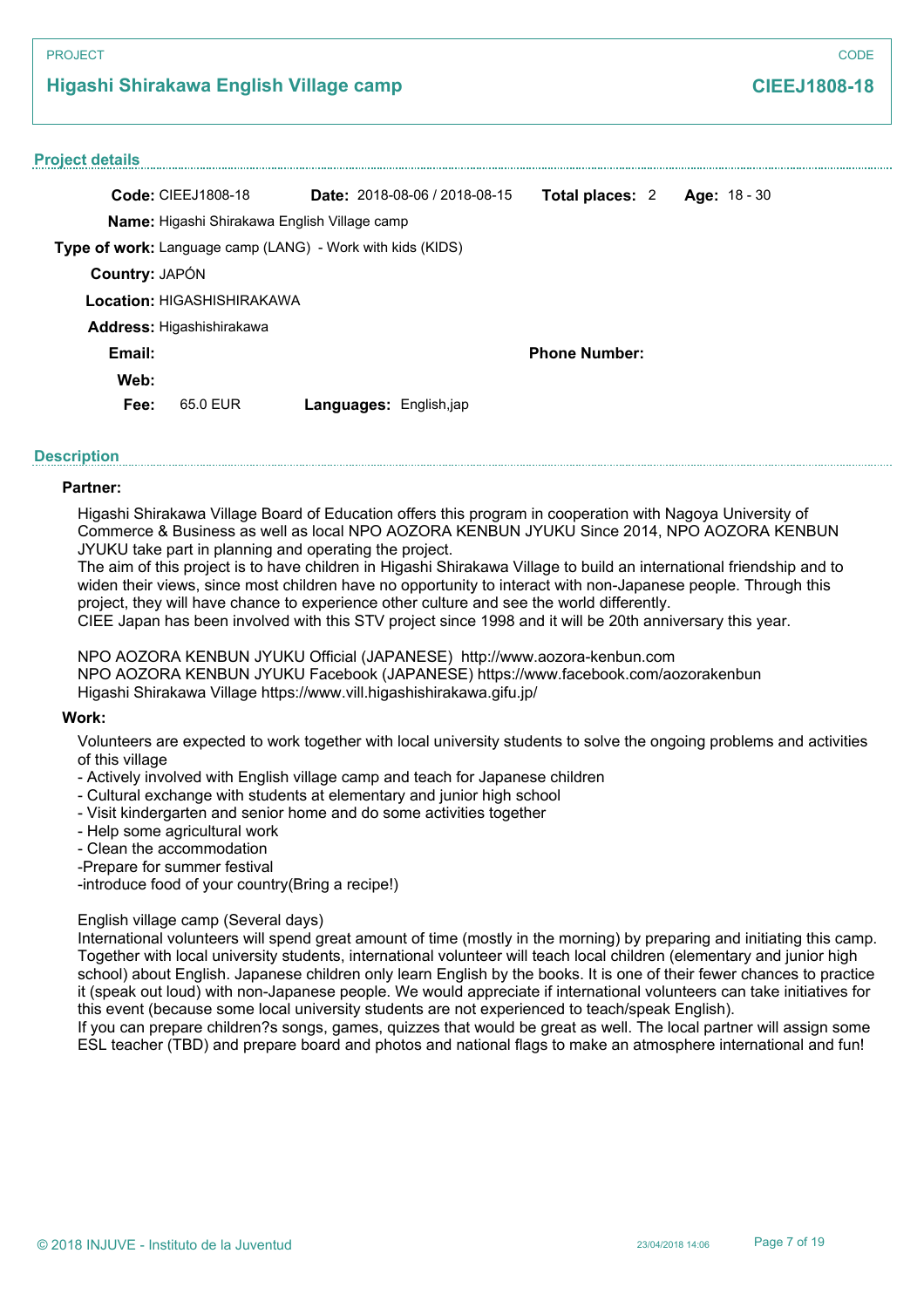PROJECT

## Higashi Shirakawa English Village camp

CODE

**CIEEJ1808-18**

### Project details

**Code:** CIEEJ1808-18 **Date:** 2018-08-06 / 2018-08-15 **Total places:** 2 **Age:** 18 - 30

**Name:** Higashi Shirakawa English Village camp

**Type of work:** Language camp (LANG) - Work with kids (KIDS)

**Country:** JAPÓN

**Location:** HIGASHISHIRAKAWA

**Address:** Higashishirakawa

**Email:** **Phone Number:**

**Web:**

**Fee:** 65.0 EUR **Languages:** English,jap

### Description

**Partner:**

Higashi Shirakawa Village Board of Education offers this program in cooperation with Nagoya University of Commerce & Business as well as local NPO AOZORA KENBUN JYUKU Since 2014, NPO AOZORA KENBUN JYUKU take part in planning and operating the project.
The aim of this project is to have children in Higashi Shirakawa Village to build an international friendship and to widen their views, since most children have no opportunity to interact with non-Japanese people. Through this project, they will have chance to experience other culture and see the world differently.
CIEE Japan has been involved with this STV project since 1998 and it will be 20th anniversary this year.

NPO AOZORA KENBUN JYUKU Official (JAPANESE) http://www.aozora-kenbun.com
NPO AOZORA KENBUN JYUKU Facebook (JAPANESE) https://www.facebook.com/aozorakenbun
Higashi Shirakawa Village https://www.vill.higashishirakawa.gifu.jp/

**Work:**

Volunteers are expected to work together with local university students to solve the ongoing problems and activities of this village
- Actively involved with English village camp and teach for Japanese children
- Cultural exchange with students at elementary and junior high school
- Visit kindergarten and senior home and do some activities together
- Help some agricultural work
- Clean the accommodation
-Prepare for summer festival
-introduce food of your country(Bring a recipe!)

English village camp (Several days)
International volunteers will spend great amount of time (mostly in the morning) by preparing and initiating this camp. Together with local university students, international volunteer will teach local children (elementary and junior high school) about English. Japanese children only learn English by the books. It is one of their fewer chances to practice it (speak out loud) with non-Japanese people. We would appreciate if international volunteers can take initiatives for this event (because some local university students are not experienced to teach/speak English).
If you can prepare children?s songs, games, quizzes that would be great as well. The local partner will assign some ESL teacher (TBD) and prepare board and photos and national flags to make an atmosphere international and fun!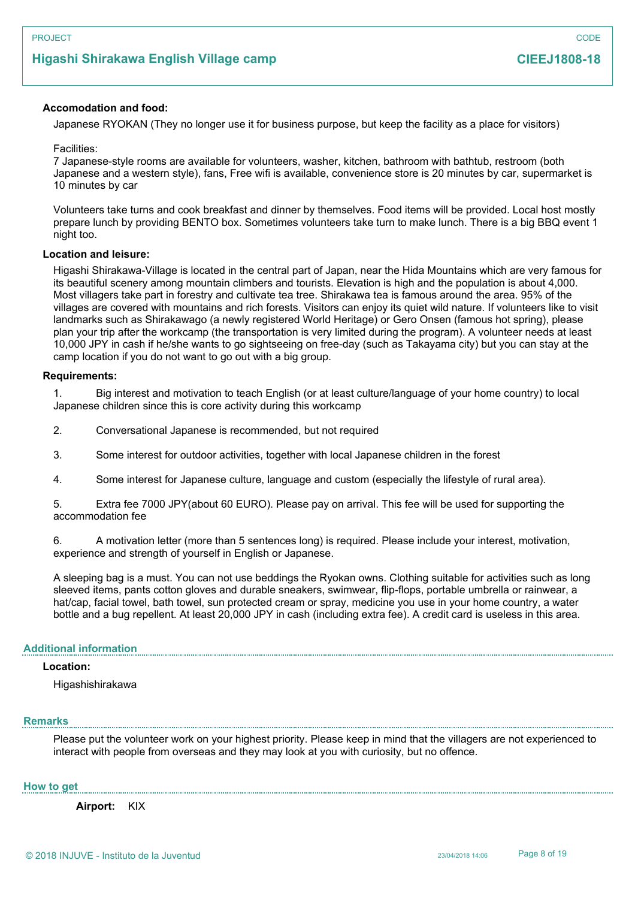PROJECT

## Higashi Shirakawa English Village camp

CODE

**CIEEJ1808-18**

**Accomodation and food:**

Japanese RYOKAN (They no longer use it for business purpose, but keep the facility as a place for visitors)

Facilities:
7 Japanese-style rooms are available for volunteers, washer, kitchen, bathroom with bathtub, restroom (both Japanese and a western style), fans, Free wifi is available, convenience store is 20 minutes by car, supermarket is 10 minutes by car

Volunteers take turns and cook breakfast and dinner by themselves. Food items will be provided. Local host mostly prepare lunch by providing BENTO box. Sometimes volunteers take turn to make lunch. There is a big BBQ event 1 night too.

**Location and leisure:**

Higashi Shirakawa-Village is located in the central part of Japan, near the Hida Mountains which are very famous for its beautiful scenery among mountain climbers and tourists. Elevation is high and the population is about 4,000. Most villagers take part in forestry and cultivate tea tree. Shirakawa tea is famous around the area. 95% of the villages are covered with mountains and rich forests. Visitors can enjoy its quiet wild nature. If volunteers like to visit landmarks such as Shirakawago (a newly registered World Heritage) or Gero Onsen (famous hot spring), please plan your trip after the workcamp (the transportation is very limited during the program). A volunteer needs at least 10,000 JPY in cash if he/she wants to go sightseeing on free-day (such as Takayama city) but you can stay at the camp location if you do not want to go out with a big group.

**Requirements:**

1. Big interest and motivation to teach English (or at least culture/language of your home country) to local Japanese children since this is core activity during this workcamp

2. Conversational Japanese is recommended, but not required

3. Some interest for outdoor activities, together with local Japanese children in the forest

4. Some interest for Japanese culture, language and custom (especially the lifestyle of rural area).

5. Extra fee 7000 JPY(about 60 EURO). Please pay on arrival. This fee will be used for supporting the accommodation fee

6. A motivation letter (more than 5 sentences long) is required. Please include your interest, motivation, experience and strength of yourself in English or Japanese.

A sleeping bag is a must. You can not use beddings the Ryokan owns. Clothing suitable for activities such as long sleeved items, pants cotton gloves and durable sneakers, swimwear, flip-flops, portable umbrella or rainwear, a hat/cap, facial towel, bath towel, sun protected cream or spray, medicine you use in your home country, a water bottle and a bug repellent. At least 20,000 JPY in cash (including extra fee). A credit card is useless in this area.

### Additional information

**Location:**

Higashishirakawa

### Remarks

Please put the volunteer work on your highest priority. Please keep in mind that the villagers are not experienced to interact with people from overseas and they may look at you with curiosity, but no offence.

### How to get

**Airport:** KIX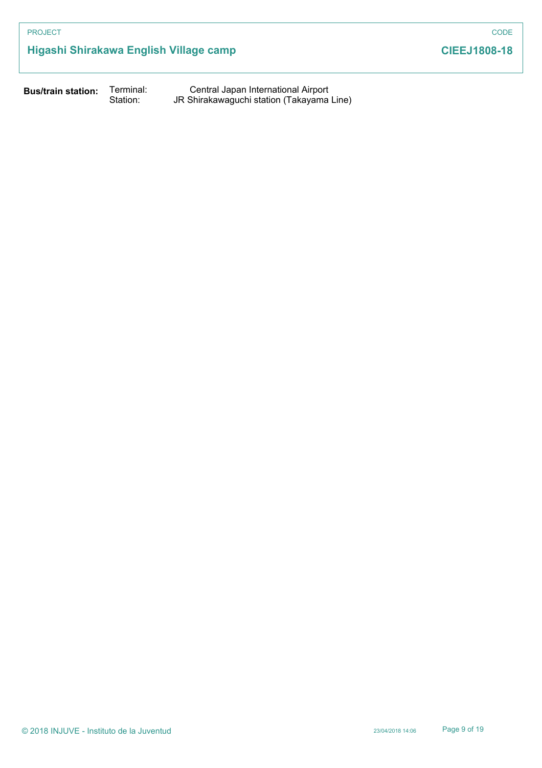**Bus/train station:**

| | |
|---|---|
| Terminal: | Central Japan International Airport |
| Station: | JR Shirakawaguchi station (Takayama Line) |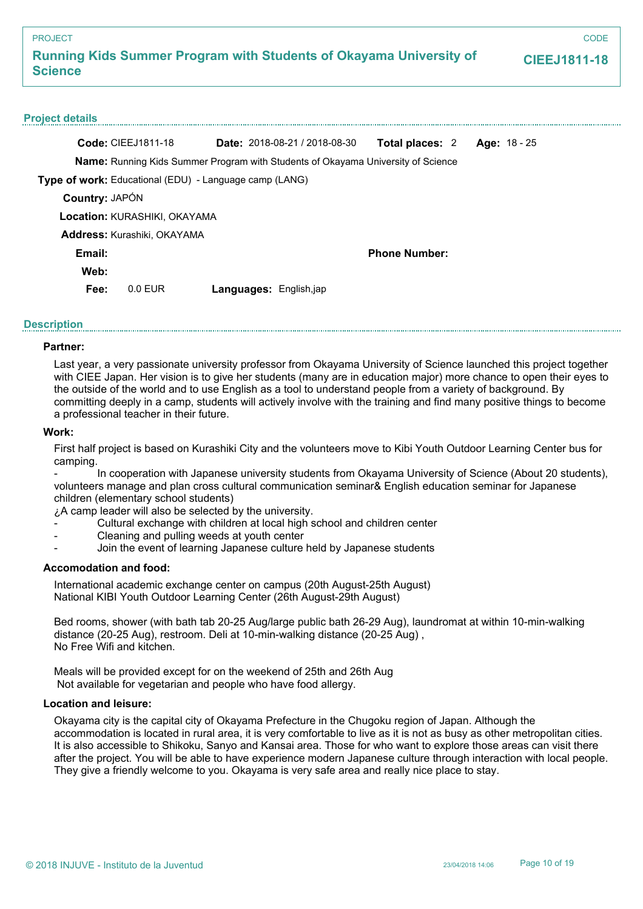PROJECT

## Running Kids Summer Program with Students of Okayama University of Science

CODE

**CIEEJ1811-18**

### Project details

**Code:** CIEEJ1811-18 **Date:** 2018-08-21 / 2018-08-30 **Total places:** 2 **Age:** 18 - 25

**Name:** Running Kids Summer Program with Students of Okayama University of Science

**Type of work:** Educational (EDU) - Language camp (LANG)

**Country:** JAPÓN

**Location:** KURASHIKI, OKAYAMA

**Address:** Kurashiki, OKAYAMA

**Email:** **Phone Number:**

**Web:**

**Fee:** 0.0 EUR **Languages:** English,jap

### Description

**Partner:**

Last year, a very passionate university professor from Okayama University of Science launched this project together with CIEE Japan. Her vision is to give her students (many are in education major) more chance to open their eyes to the outside of the world and to use English as a tool to understand people from a variety of background. By committing deeply in a camp, students will actively involve with the training and find many positive things to become a professional teacher in their future.

**Work:**

First half project is based on Kurashiki City and the volunteers move to Kibi Youth Outdoor Learning Center bus for camping.

- In cooperation with Japanese university students from Okayama University of Science (About 20 students), volunteers manage and plan cross cultural communication seminar& English education seminar for Japanese children (elementary school students)

¿A camp leader will also be selected by the university.

- Cultural exchange with children at local high school and children center
- Cleaning and pulling weeds at youth center
- Join the event of learning Japanese culture held by Japanese students

**Accomodation and food:**

International academic exchange center on campus (20th August-25th August)
National KIBI Youth Outdoor Learning Center (26th August-29th August)

Bed rooms, shower (with bath tab 20-25 Aug/large public bath 26-29 Aug), laundromat at within 10-min-walking distance (20-25 Aug), restroom. Deli at 10-min-walking distance (20-25 Aug) ,
No Free Wifi and kitchen.

Meals will be provided except for on the weekend of 25th and 26th Aug
Not available for vegetarian and people who have food allergy.

**Location and leisure:**

Okayama city is the capital city of Okayama Prefecture in the Chugoku region of Japan. Although the accommodation is located in rural area, it is very comfortable to live as it is not as busy as other metropolitan cities. It is also accessible to Shikoku, Sanyo and Kansai area. Those for who want to explore those areas can visit there after the project. You will be able to have experience modern Japanese culture through interaction with local people. They give a friendly welcome to you. Okayama is very safe area and really nice place to stay.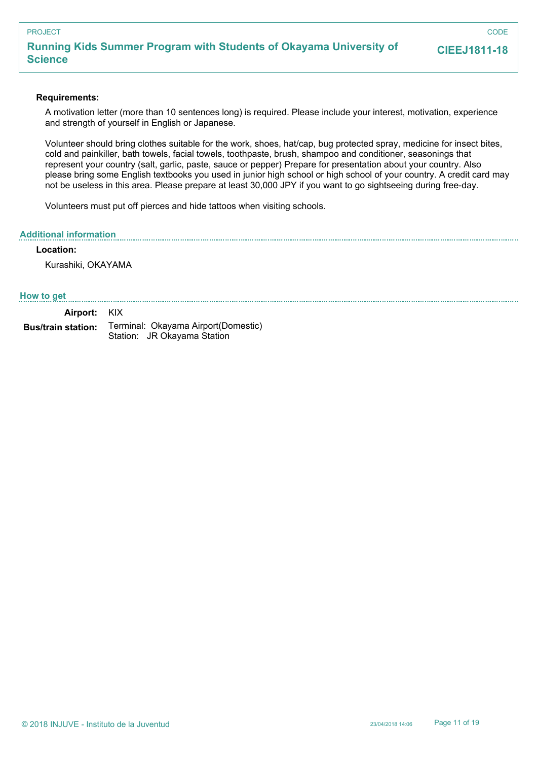PROJECT

## Running Kids Summer Program with Students of Okayama University of Science

CODE

**CIEEJ1811-18**

**Requirements:**

A motivation letter (more than 10 sentences long) is required. Please include your interest, motivation, experience and strength of yourself in English or Japanese.

Volunteer should bring clothes suitable for the work, shoes, hat/cap, bug protected spray, medicine for insect bites, cold and painkiller, bath towels, facial towels, toothpaste, brush, shampoo and conditioner, seasonings that represent your country (salt, garlic, paste, sauce or pepper) Prepare for presentation about your country. Also please bring some English textbooks you used in junior high school or high school of your country. A credit card may not be useless in this area. Please prepare at least 30,000 JPY if you want to go sightseeing during free-day.

Volunteers must put off pierces and hide tattoos when visiting schools.

### Additional information

**Location:**

Kurashiki, OKAYAMA

### How to get

**Airport:** KIX

**Bus/train station:** Terminal: Okayama Airport(Domestic)
Station: JR Okayama Station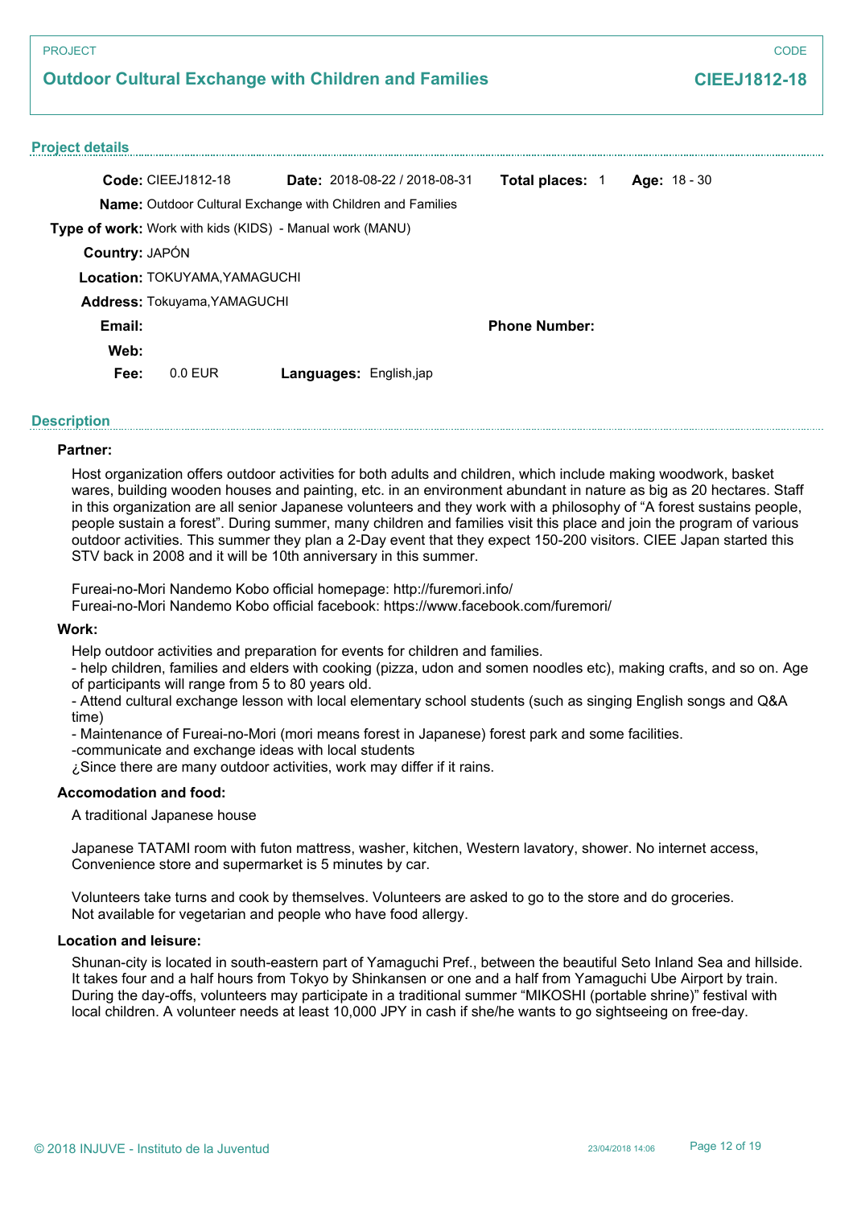PROJECT

## Outdoor Cultural Exchange with Children and Families

CODE

**CIEEJ1812-18**

### Project details

**Code:** CIEEJ1812-18 **Date:** 2018-08-22 / 2018-08-31 **Total places:** 1 **Age:** 18 - 30

**Name:** Outdoor Cultural Exchange with Children and Families

**Type of work:** Work with kids (KIDS) - Manual work (MANU)

**Country:** JAPÓN

**Location:** TOKUYAMA,YAMAGUCHI

**Address:** Tokuyama,YAMAGUCHI

**Email:**

**Phone Number:**

**Web:**

**Fee:** 0.0 EUR **Languages:** English,jap

### Description

**Partner:**

Host organization offers outdoor activities for both adults and children, which include making woodwork, basket wares, building wooden houses and painting, etc. in an environment abundant in nature as big as 20 hectares. Staff in this organization are all senior Japanese volunteers and they work with a philosophy of “A forest sustains people, people sustain a forest”. During summer, many children and families visit this place and join the program of various outdoor activities. This summer they plan a 2-Day event that they expect 150-200 visitors. CIEE Japan started this STV back in 2008 and it will be 10th anniversary in this summer.

Fureai-no-Mori Nandemo Kobo official homepage: http://furemori.info/
Fureai-no-Mori Nandemo Kobo official facebook: https://www.facebook.com/furemori/

**Work:**

Help outdoor activities and preparation for events for children and families.
- help children, families and elders with cooking (pizza, udon and somen noodles etc), making crafts, and so on. Age of participants will range from 5 to 80 years old.
- Attend cultural exchange lesson with local elementary school students (such as singing English songs and Q&A time)
- Maintenance of Fureai-no-Mori (mori means forest in Japanese) forest park and some facilities.
-communicate and exchange ideas with local students
¿Since there are many outdoor activities, work may differ if it rains.

**Accomodation and food:**

A traditional Japanese house

Japanese TATAMI room with futon mattress, washer, kitchen, Western lavatory, shower. No internet access, Convenience store and supermarket is 5 minutes by car.

Volunteers take turns and cook by themselves. Volunteers are asked to go to the store and do groceries.
Not available for vegetarian and people who have food allergy.

**Location and leisure:**

Shunan-city is located in south-eastern part of Yamaguchi Pref., between the beautiful Seto Inland Sea and hillside. It takes four and a half hours from Tokyo by Shinkansen or one and a half from Yamaguchi Ube Airport by train. During the day-offs, volunteers may participate in a traditional summer “MIKOSHI (portable shrine)” festival with local children. A volunteer needs at least 10,000 JPY in cash if she/he wants to go sightseeing on free-day.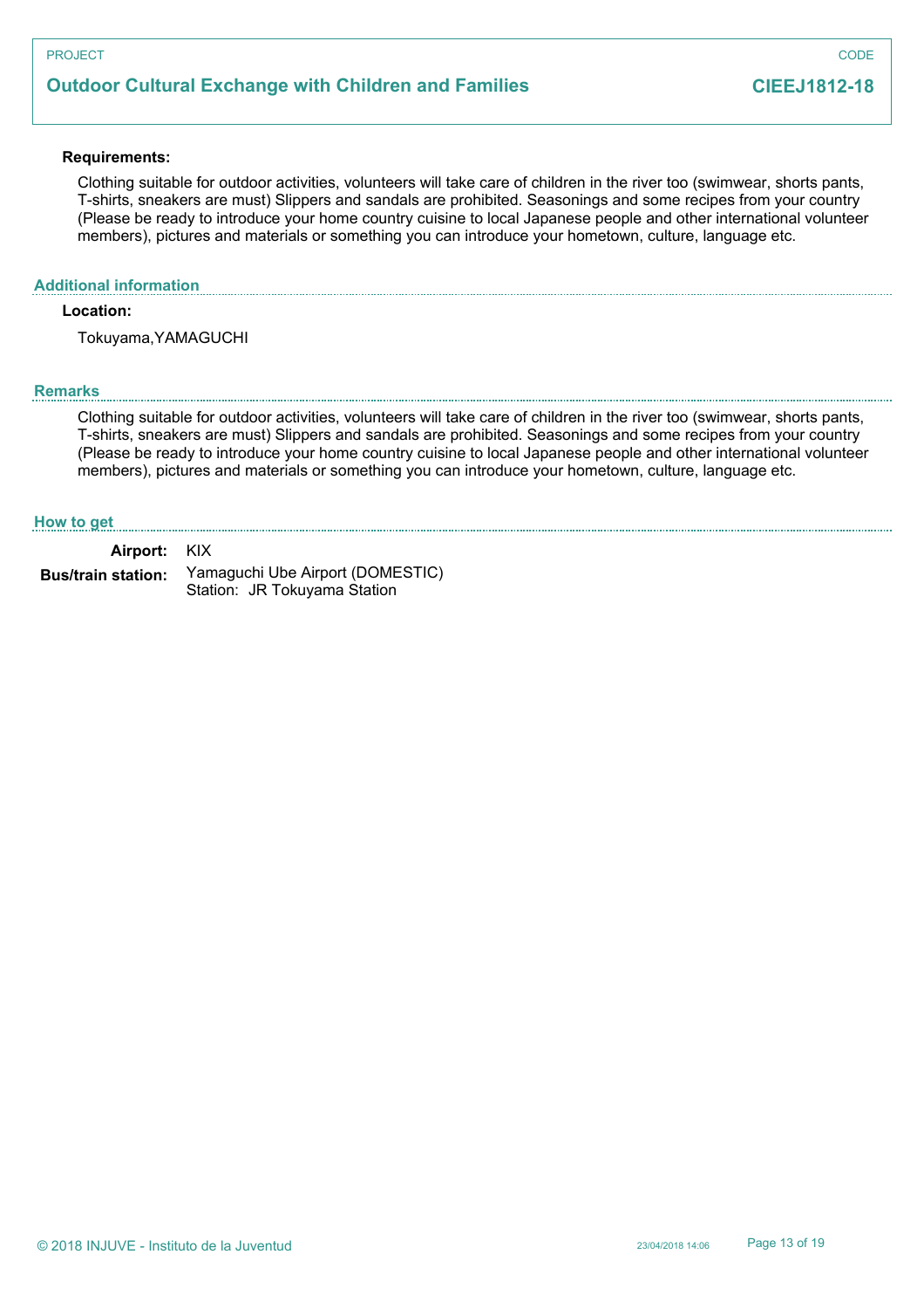PROJECT

## Outdoor Cultural Exchange with Children and Families

CODE

**CIEEJ1812-18**

**Requirements:**

Clothing suitable for outdoor activities, volunteers will take care of children in the river too (swimwear, shorts pants, T-shirts, sneakers are must) Slippers and sandals are prohibited. Seasonings and some recipes from your country (Please be ready to introduce your home country cuisine to local Japanese people and other international volunteer members), pictures and materials or something you can introduce your hometown, culture, language etc.

### Additional information

**Location:**

Tokuyama,YAMAGUCHI

### Remarks

Clothing suitable for outdoor activities, volunteers will take care of children in the river too (swimwear, shorts pants, T-shirts, sneakers are must) Slippers and sandals are prohibited. Seasonings and some recipes from your country (Please be ready to introduce your home country cuisine to local Japanese people and other international volunteer members), pictures and materials or something you can introduce your hometown, culture, language etc.

### How to get

**Airport:** KIX

**Bus/train station:** Yamaguchi Ube Airport (DOMESTIC)
Station: JR Tokuyama Station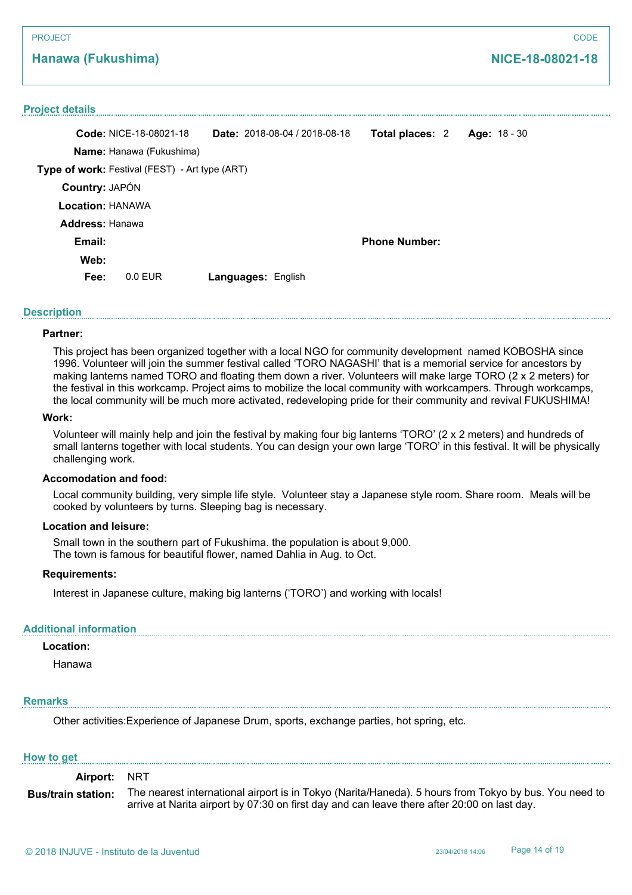PROJECT

**Hanawa (Fukushima)**

CODE

**NICE-18-08021-18**

## Project details

**Code:** NICE-18-08021-18 **Date:** 2018-08-04 / 2018-08-18 **Total places:** 2 **Age:** 18 - 30

**Name:** Hanawa (Fukushima)

**Type of work:** Festival (FEST) - Art type (ART)

**Country:** JAPÓN

**Location:** HANAWA

**Address:** Hanawa

**Email:** **Phone Number:**

**Web:**

**Fee:** 0.0 EUR **Languages:** English

## Description

**Partner:**

This project has been organized together with a local NGO for community development named KOBOSHA since 1996. Volunteer will join the summer festival called 'TORO NAGASHI' that is a memorial service for ancestors by making lanterns named TORO and floating them down a river. Volunteers will make large TORO (2 x 2 meters) for the festival in this workcamp. Project aims to mobilize the local community with workcampers. Through workcamps, the local community will be much more activated, redeveloping pride for their community and revival FUKUSHIMA!

**Work:**

Volunteer will mainly help and join the festival by making four big lanterns 'TORO' (2 x 2 meters) and hundreds of small lanterns together with local students. You can design your own large 'TORO' in this festival. It will be physically challenging work.

**Accomodation and food:**

Local community building, very simple life style. Volunteer stay a Japanese style room. Share room. Meals will be cooked by volunteers by turns. Sleeping bag is necessary.

**Location and leisure:**

Small town in the southern part of Fukushima. the population is about 9,000.
The town is famous for beautiful flower, named Dahlia in Aug. to Oct.

**Requirements:**

Interest in Japanese culture, making big lanterns ('TORO') and working with locals!

## Additional information

**Location:**

Hanawa

## Remarks

Other activities:Experience of Japanese Drum, sports, exchange parties, hot spring, etc.

## How to get

**Airport:** NRT

**Bus/train station:** The nearest international airport is in Tokyo (Narita/Haneda). 5 hours from Tokyo by bus. You need to arrive at Narita airport by 07:30 on first day and can leave there after 20:00 on last day.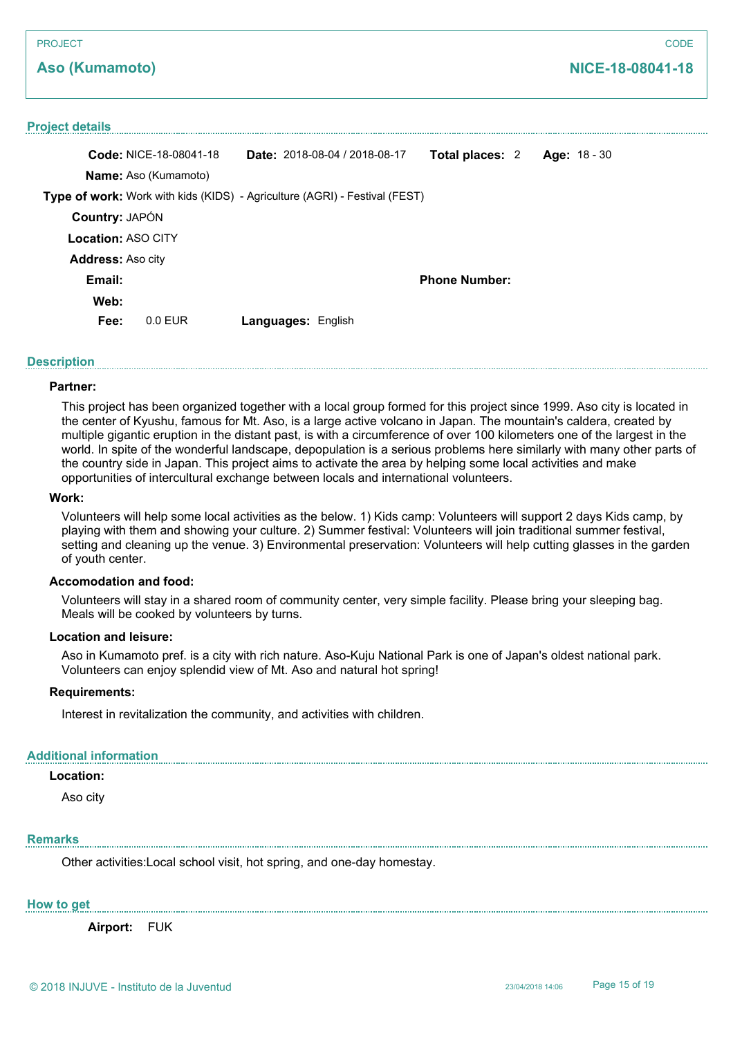PROJECT

## Aso (Kumamoto)

CODE

**NICE-18-08041-18**

### Project details

**Code:** NICE-18-08041-18 **Date:** 2018-08-04 / 2018-08-17 **Total places:** 2 **Age:** 18 - 30

**Name:** Aso (Kumamoto)

**Type of work:** Work with kids (KIDS) - Agriculture (AGRI) - Festival (FEST)

**Country:** JAPÓN

**Location:** ASO CITY

**Address:** Aso city

**Email:** **Phone Number:**

**Web:**

**Fee:** 0.0 EUR **Languages:** English

### Description

**Partner:**

This project has been organized together with a local group formed for this project since 1999. Aso city is located in the center of Kyushu, famous for Mt. Aso, is a large active volcano in Japan. The mountain's caldera, created by multiple gigantic eruption in the distant past, is with a circumference of over 100 kilometers one of the largest in the world. In spite of the wonderful landscape, depopulation is a serious problems here similarly with many other parts of the country side in Japan. This project aims to activate the area by helping some local activities and make opportunities of intercultural exchange between locals and international volunteers.

**Work:**

Volunteers will help some local activities as the below. 1) Kids camp: Volunteers will support 2 days Kids camp, by playing with them and showing your culture. 2) Summer festival: Volunteers will join traditional summer festival, setting and cleaning up the venue. 3) Environmental preservation: Volunteers will help cutting glasses in the garden of youth center.

**Accomodation and food:**

Volunteers will stay in a shared room of community center, very simple facility. Please bring your sleeping bag. Meals will be cooked by volunteers by turns.

**Location and leisure:**

Aso in Kumamoto pref. is a city with rich nature. Aso-Kuju National Park is one of Japan's oldest national park. Volunteers can enjoy splendid view of Mt. Aso and natural hot spring!

**Requirements:**

Interest in revitalization the community, and activities with children.

### Additional information

**Location:**

Aso city

### Remarks

Other activities:Local school visit, hot spring, and one-day homestay.

### How to get

**Airport:** FUK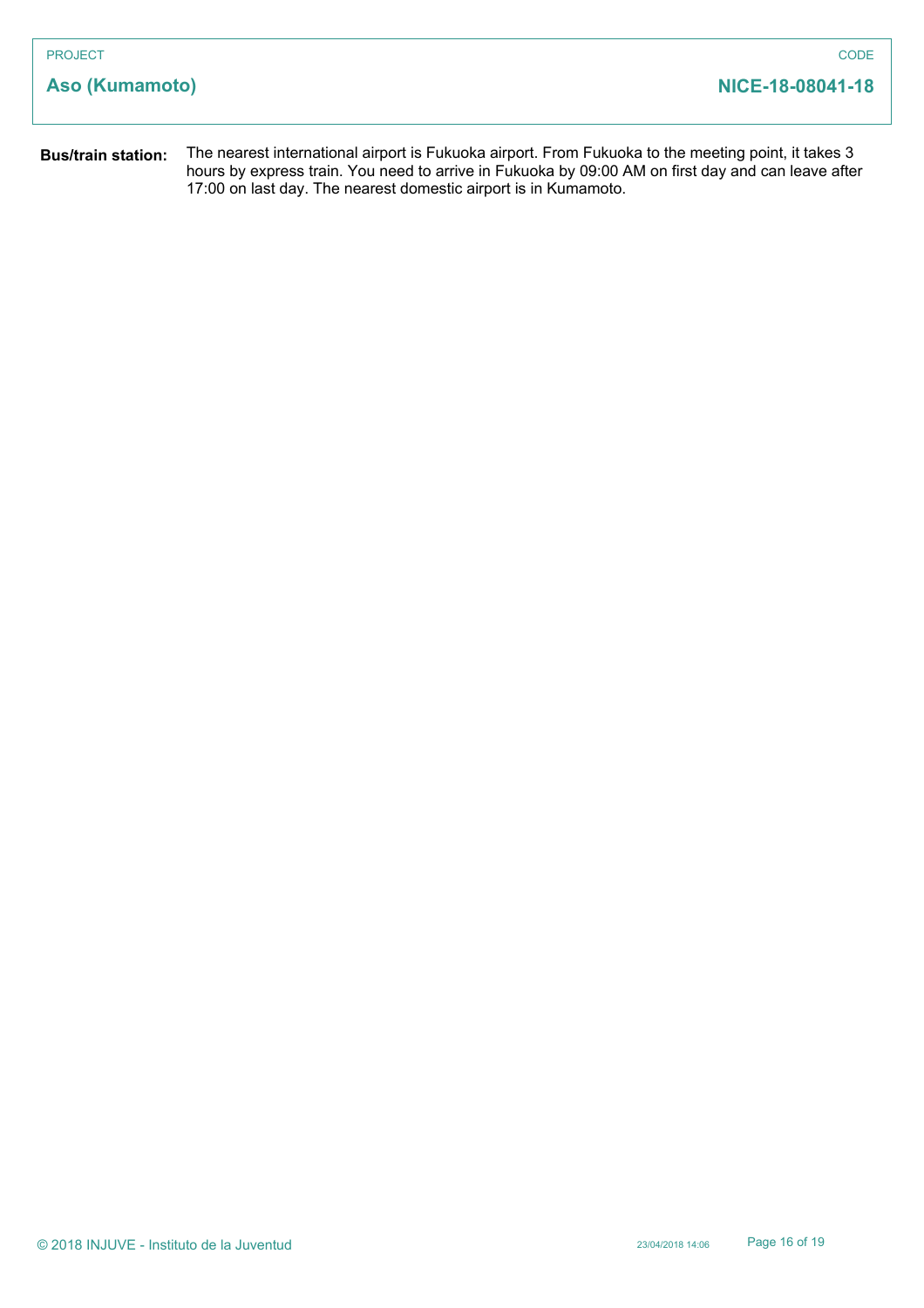PROJECT

**Aso (Kumamoto)**

CODE

**NICE-18-08041-18**

**Bus/train station:** The nearest international airport is Fukuoka airport. From Fukuoka to the meeting point, it takes 3 hours by express train. You need to arrive in Fukuoka by 09:00 AM on first day and can leave after 17:00 on last day. The nearest domestic airport is in Kumamoto.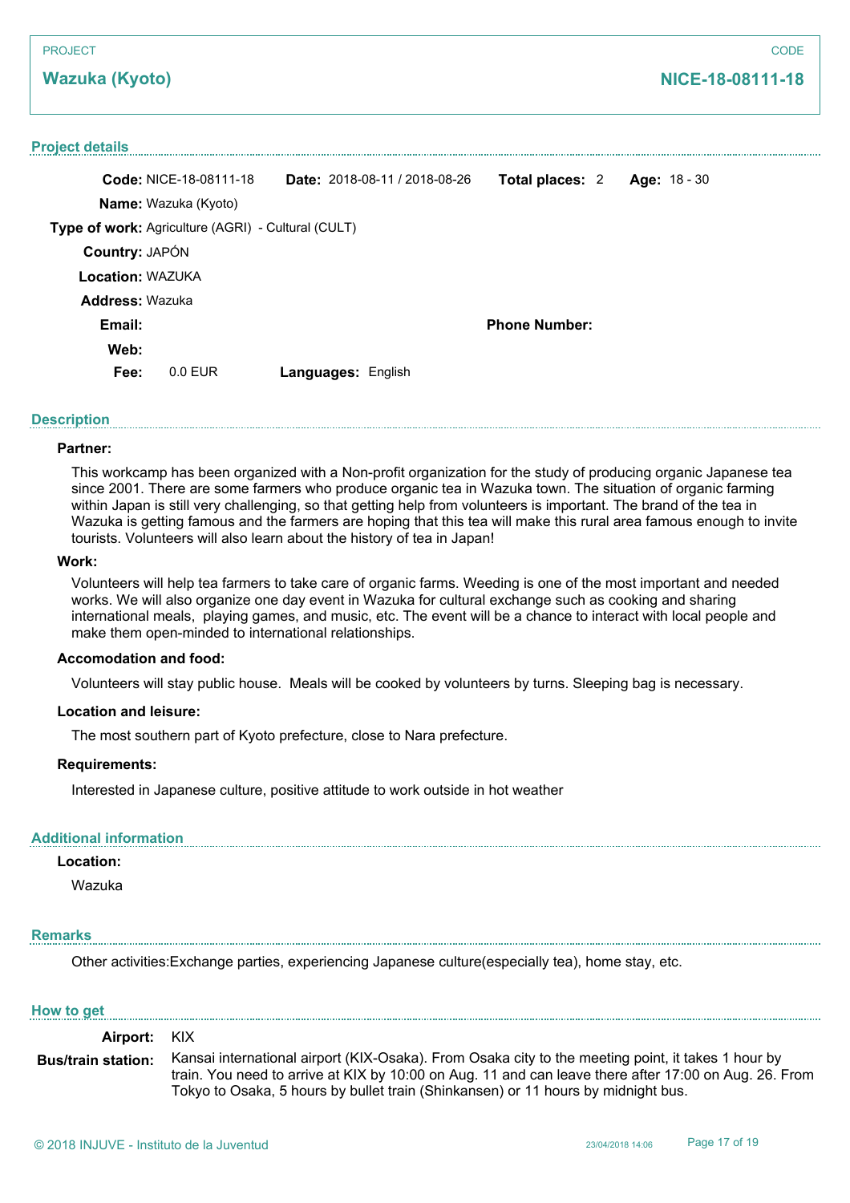PROJECT

## Wazuka (Kyoto)

CODE

**NICE-18-08111-18**

### Project details

**Code:** NICE-18-08111-18 **Date:** 2018-08-11 / 2018-08-26 **Total places:** 2 **Age:** 18 - 30

**Name:** Wazuka (Kyoto)

**Type of work:** Agriculture (AGRI) - Cultural (CULT)

**Country:** JAPÓN

**Location:** WAZUKA

**Address:** Wazuka

**Email:**

**Phone Number:**

**Web:**

**Fee:** 0.0 EUR **Languages:** English

### Description

**Partner:**

This workcamp has been organized with a Non-profit organization for the study of producing organic Japanese tea since 2001. There are some farmers who produce organic tea in Wazuka town. The situation of organic farming within Japan is still very challenging, so that getting help from volunteers is important. The brand of the tea in Wazuka is getting famous and the farmers are hoping that this tea will make this rural area famous enough to invite tourists. Volunteers will also learn about the history of tea in Japan!

**Work:**

Volunteers will help tea farmers to take care of organic farms. Weeding is one of the most important and needed works. We will also organize one day event in Wazuka for cultural exchange such as cooking and sharing international meals, playing games, and music, etc. The event will be a chance to interact with local people and make them open-minded to international relationships.

**Accomodation and food:**

Volunteers will stay public house. Meals will be cooked by volunteers by turns. Sleeping bag is necessary.

**Location and leisure:**

The most southern part of Kyoto prefecture, close to Nara prefecture.

**Requirements:**

Interested in Japanese culture, positive attitude to work outside in hot weather

### Additional information

**Location:**

Wazuka

### Remarks

Other activities:Exchange parties, experiencing Japanese culture(especially tea), home stay, etc.

### How to get

**Airport:** KIX

**Bus/train station:** Kansai international airport (KIX-Osaka). From Osaka city to the meeting point, it takes 1 hour by train. You need to arrive at KIX by 10:00 on Aug. 11 and can leave there after 17:00 on Aug. 26. From Tokyo to Osaka, 5 hours by bullet train (Shinkansen) or 11 hours by midnight bus.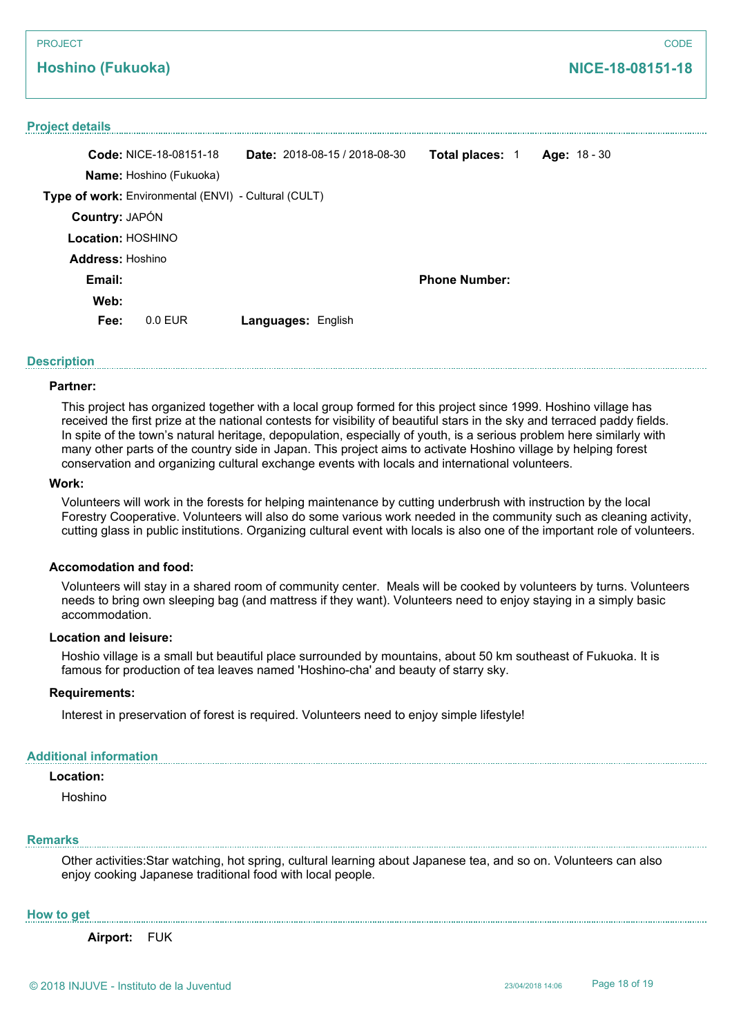PROJECT

**Hoshino (Fukuoka)**

CODE

**NICE-18-08151-18**

## Project details

**Code:** NICE-18-08151-18 **Date:** 2018-08-15 / 2018-08-30 **Total places:** 1 **Age:** 18 - 30

**Name:** Hoshino (Fukuoka)

**Type of work:** Environmental (ENVI) - Cultural (CULT)

**Country:** JAPÓN

**Location:** HOSHINO

**Address:** Hoshino

**Email:** **Phone Number:**

**Web:**

**Fee:** 0.0 EUR **Languages:** English

## Description

**Partner:**

This project has organized together with a local group formed for this project since 1999. Hoshino village has received the first prize at the national contests for visibility of beautiful stars in the sky and terraced paddy fields. In spite of the town's natural heritage, depopulation, especially of youth, is a serious problem here similarly with many other parts of the country side in Japan. This project aims to activate Hoshino village by helping forest conservation and organizing cultural exchange events with locals and international volunteers.

**Work:**

Volunteers will work in the forests for helping maintenance by cutting underbrush with instruction by the local Forestry Cooperative. Volunteers will also do some various work needed in the community such as cleaning activity, cutting glass in public institutions. Organizing cultural event with locals is also one of the important role of volunteers.

**Accomodation and food:**

Volunteers will stay in a shared room of community center. Meals will be cooked by volunteers by turns. Volunteers needs to bring own sleeping bag (and mattress if they want). Volunteers need to enjoy staying in a simply basic accommodation.

**Location and leisure:**

Hoshio village is a small but beautiful place surrounded by mountains, about 50 km southeast of Fukuoka. It is famous for production of tea leaves named 'Hoshino-cha' and beauty of starry sky.

**Requirements:**

Interest in preservation of forest is required. Volunteers need to enjoy simple lifestyle!

## Additional information

**Location:**

Hoshino

## Remarks

Other activities:Star watching, hot spring, cultural learning about Japanese tea, and so on. Volunteers can also enjoy cooking Japanese traditional food with local people.

## How to get

**Airport:** FUK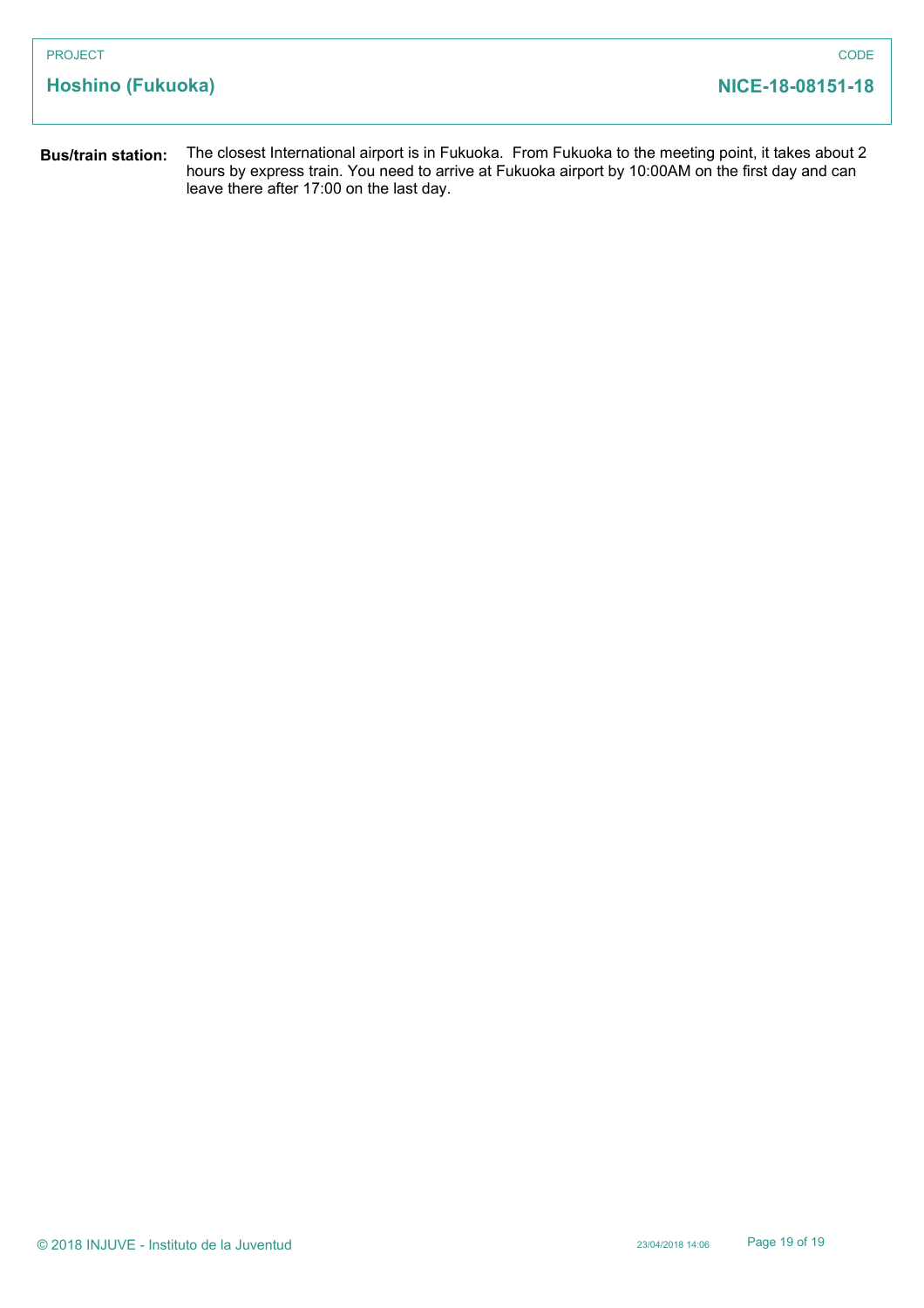**Bus/train station:** The closest International airport is in Fukuoka. From Fukuoka to the meeting point, it takes about 2 hours by express train. You need to arrive at Fukuoka airport by 10:00AM on the first day and can leave there after 17:00 on the last day.